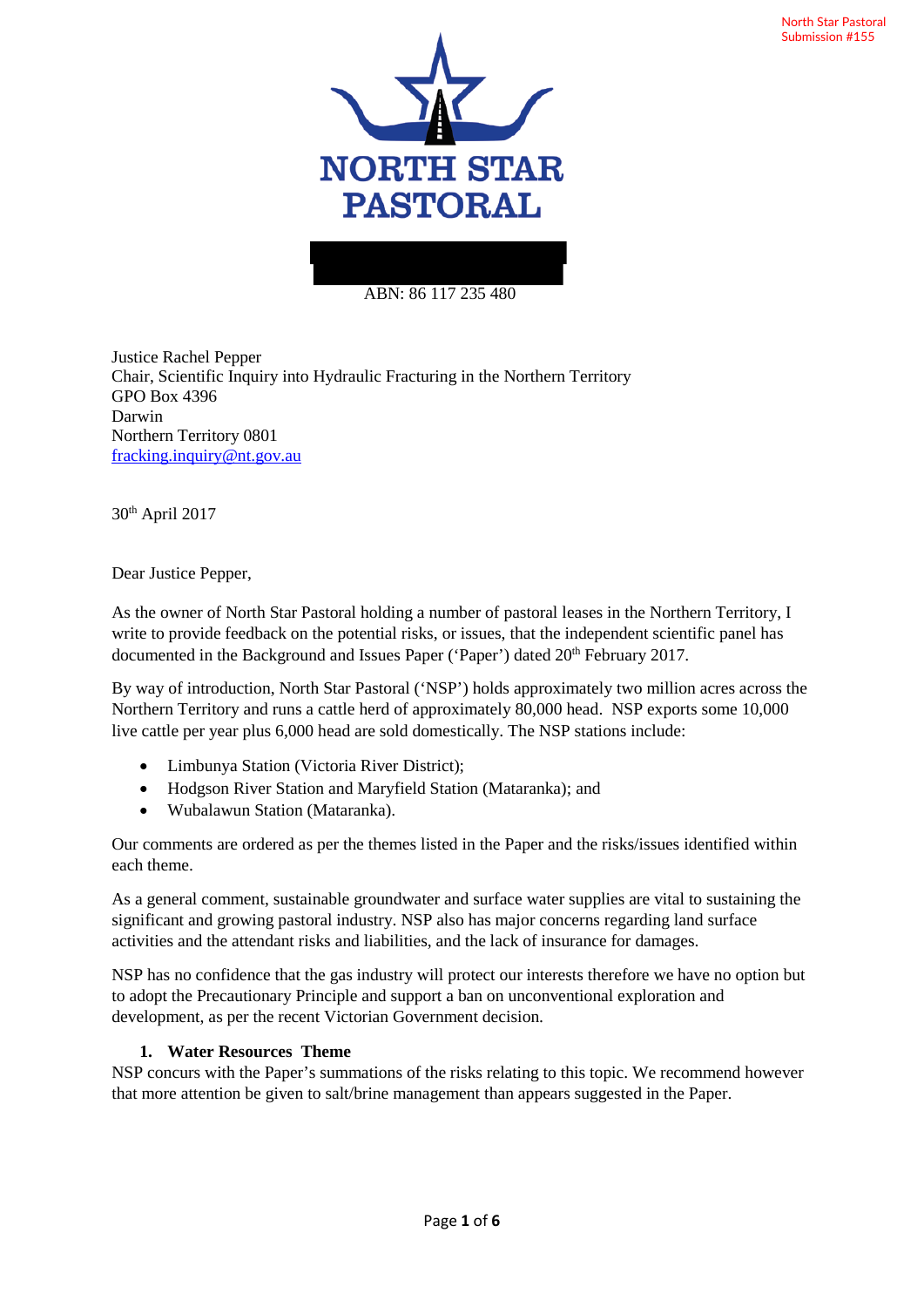North Star Pastoral
Submission #155

NORTH STAR
PASTORAL

ABN: 86 117 235 480

Justice Rachel Pepper
Chair, Scientific Inquiry into Hydraulic Fracturing in the Northern Territory
GPO Box 4396
Darwin
Northern Territory 0801
fracking.inquiry@nt.gov.au

30th April 2017

Dear Justice Pepper,

As the owner of North Star Pastoral holding a number of pastoral leases in the Northern Territory, I write to provide feedback on the potential risks, or issues, that the independent scientific panel has documented in the Background and Issues Paper ('Paper') dated 20th February 2017.

By way of introduction, North Star Pastoral ('NSP') holds approximately two million acres across the Northern Territory and runs a cattle herd of approximately 80,000 head. NSP exports some 10,000 live cattle per year plus 6,000 head are sold domestically. The NSP stations include:

- Limbunya Station (Victoria River District);
- Hodgson River Station and Maryfield Station (Mataranka); and
- Wubalawun Station (Mataranka).

Our comments are ordered as per the themes listed in the Paper and the risks/issues identified within each theme.

As a general comment, sustainable groundwater and surface water supplies are vital to sustaining the significant and growing pastoral industry. NSP also has major concerns regarding land surface activities and the attendant risks and liabilities, and the lack of insurance for damages.

NSP has no confidence that the gas industry will protect our interests therefore we have no option but to adopt the Precautionary Principle and support a ban on unconventional exploration and development, as per the recent Victorian Government decision.

## 1. Water Resources Theme

NSP concurs with the Paper's summations of the risks relating to this topic. We recommend however that more attention be given to salt/brine management than appears suggested in the Paper.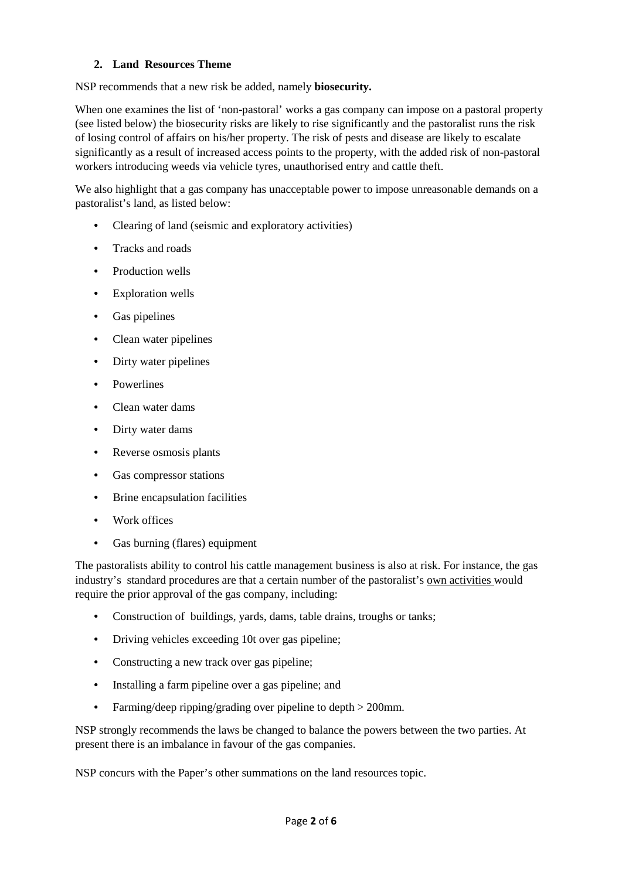## 2. Land Resources Theme

NSP recommends that a new risk be added, namely **biosecurity.**

When one examines the list of 'non-pastoral' works a gas company can impose on a pastoral property (see listed below) the biosecurity risks are likely to rise significantly and the pastoralist runs the risk of losing control of affairs on his/her property. The risk of pests and disease are likely to escalate significantly as a result of increased access points to the property, with the added risk of non-pastoral workers introducing weeds via vehicle tyres, unauthorised entry and cattle theft.

We also highlight that a gas company has unacceptable power to impose unreasonable demands on a pastoralist's land, as listed below:

- Clearing of land (seismic and exploratory activities)
- Tracks and roads
- Production wells
- Exploration wells
- Gas pipelines
- Clean water pipelines
- Dirty water pipelines
- Powerlines
- Clean water dams
- Dirty water dams
- Reverse osmosis plants
- Gas compressor stations
- Brine encapsulation facilities
- Work offices
- Gas burning (flares) equipment

The pastoralists ability to control his cattle management business is also at risk. For instance, the gas industry's standard procedures are that a certain number of the pastoralist's <u>own activities</u> would require the prior approval of the gas company, including:

- Construction of buildings, yards, dams, table drains, troughs or tanks;
- Driving vehicles exceeding 10t over gas pipeline;
- Constructing a new track over gas pipeline;
- Installing a farm pipeline over a gas pipeline; and
- Farming/deep ripping/grading over pipeline to depth > 200mm.

NSP strongly recommends the laws be changed to balance the powers between the two parties. At present there is an imbalance in favour of the gas companies.

NSP concurs with the Paper's other summations on the land resources topic.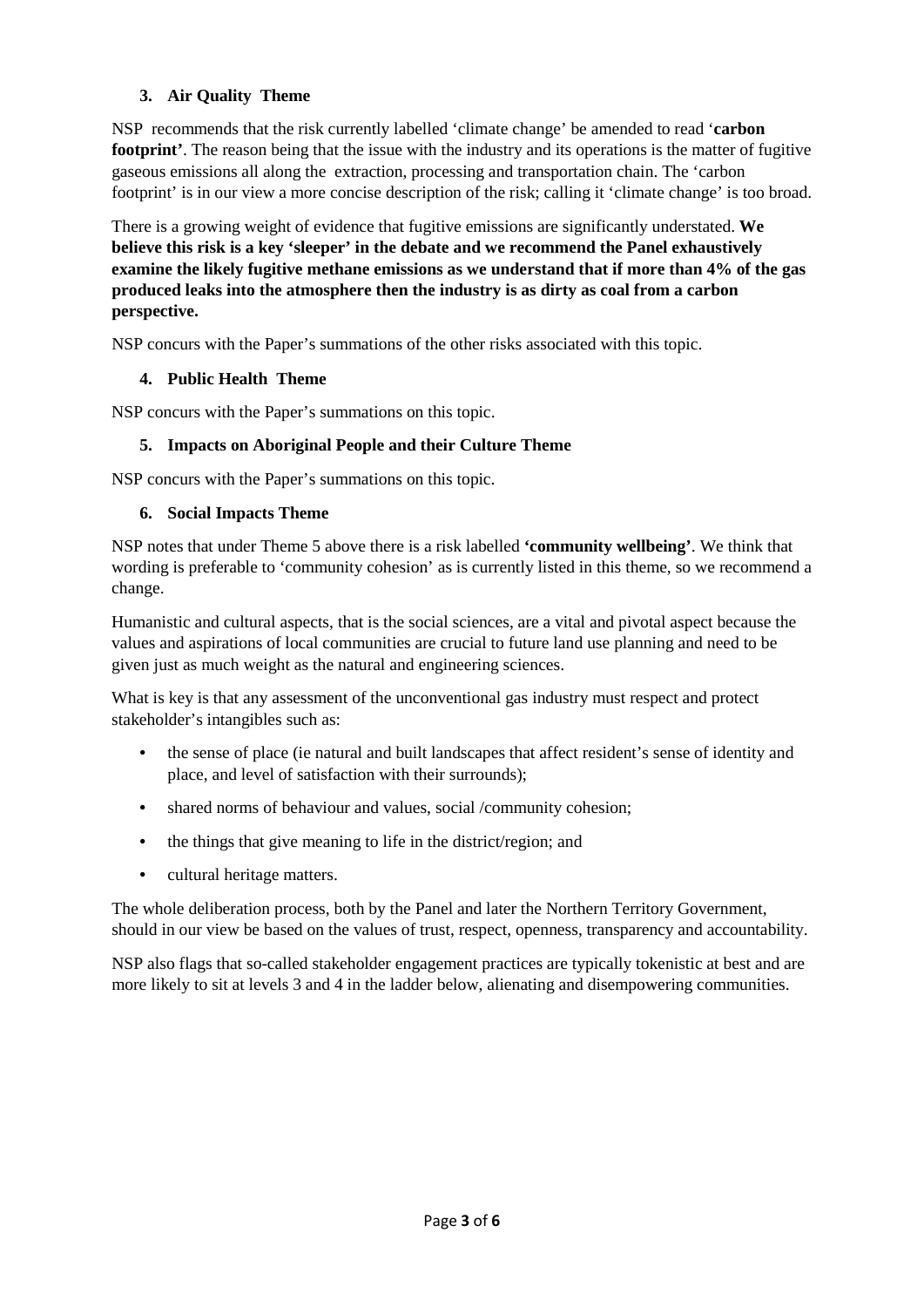### 3. Air Quality Theme

NSP recommends that the risk currently labelled 'climate change' be amended to read '**carbon footprint'**. The reason being that the issue with the industry and its operations is the matter of fugitive gaseous emissions all along the extraction, processing and transportation chain. The 'carbon footprint' is in our view a more concise description of the risk; calling it 'climate change' is too broad.

There is a growing weight of evidence that fugitive emissions are significantly understated. **We believe this risk is a key 'sleeper' in the debate and we recommend the Panel exhaustively examine the likely fugitive methane emissions as we understand that if more than 4% of the gas produced leaks into the atmosphere then the industry is as dirty as coal from a carbon perspective.**

NSP concurs with the Paper's summations of the other risks associated with this topic.

### 4. Public Health Theme

NSP concurs with the Paper's summations on this topic.

### 5. Impacts on Aboriginal People and their Culture Theme

NSP concurs with the Paper's summations on this topic.

### 6. Social Impacts Theme

NSP notes that under Theme 5 above there is a risk labelled **'community wellbeing'**. We think that wording is preferable to 'community cohesion' as is currently listed in this theme, so we recommend a change.

Humanistic and cultural aspects, that is the social sciences, are a vital and pivotal aspect because the values and aspirations of local communities are crucial to future land use planning and need to be given just as much weight as the natural and engineering sciences.

What is key is that any assessment of the unconventional gas industry must respect and protect stakeholder's intangibles such as:

- the sense of place (ie natural and built landscapes that affect resident's sense of identity and place, and level of satisfaction with their surrounds);
- shared norms of behaviour and values, social /community cohesion;
- the things that give meaning to life in the district/region; and
- cultural heritage matters.

The whole deliberation process, both by the Panel and later the Northern Territory Government, should in our view be based on the values of trust, respect, openness, transparency and accountability.

NSP also flags that so-called stakeholder engagement practices are typically tokenistic at best and are more likely to sit at levels 3 and 4 in the ladder below, alienating and disempowering communities.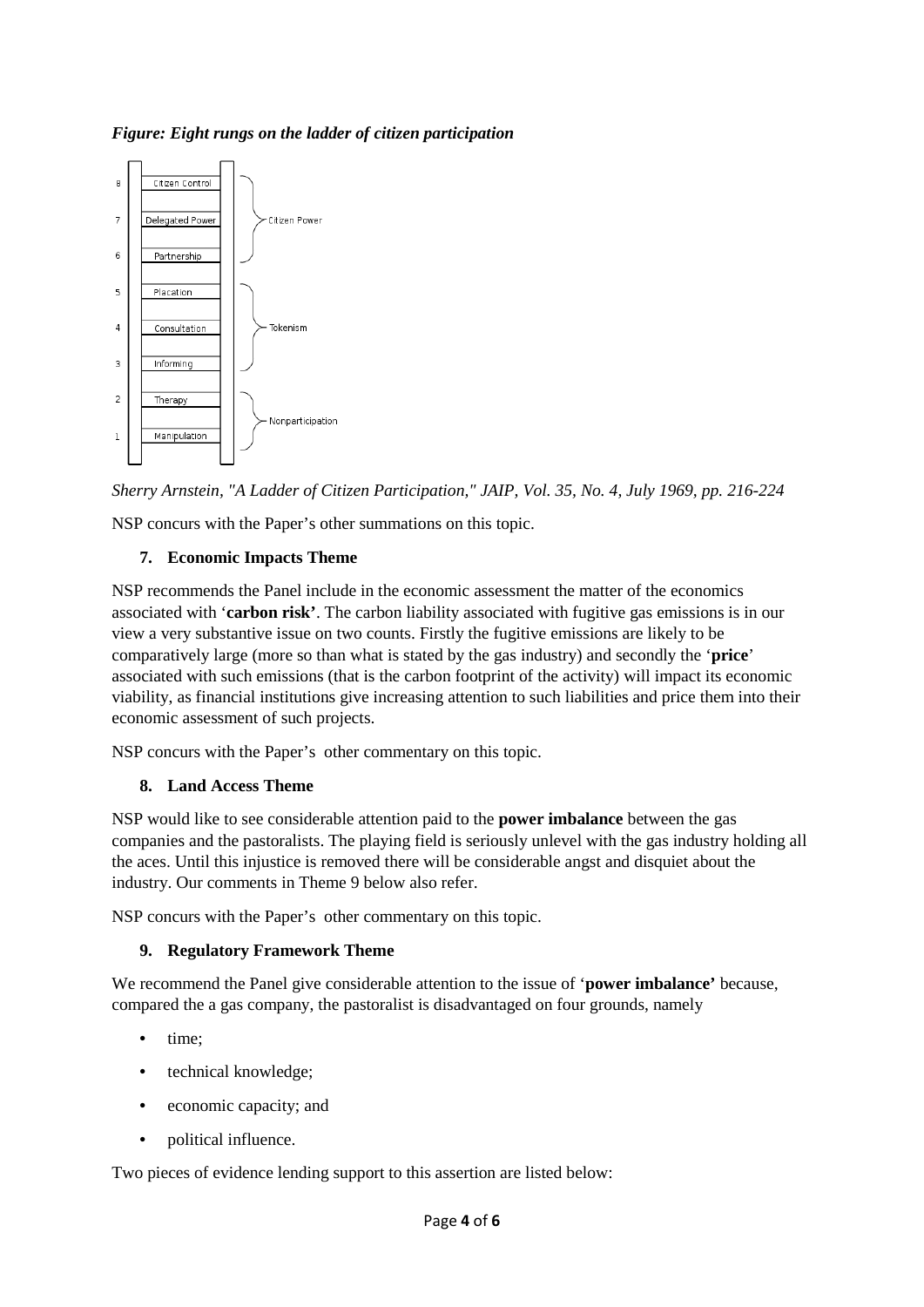***Figure: Eight rungs on the ladder of citizen participation***

| Rung | Level | Category |
|---|---|---|
| 8 | Citizen Control | Citizen Power |
| 7 | Delegated Power | Citizen Power |
| 6 | Partnership | Citizen Power |
| 5 | Placation | Tokenism |
| 4 | Consultation | Tokenism |
| 3 | Informing | Tokenism |
| 2 | Therapy | Nonparticipation |
| 1 | Manipulation | Nonparticipation |

*Sherry Arnstein, "A Ladder of Citizen Participation," JAIP, Vol. 35, No. 4, July 1969, pp. 216-224*

NSP concurs with the Paper's other summations on this topic.

### 7. Economic Impacts Theme

NSP recommends the Panel include in the economic assessment the matter of the economics associated with '**carbon risk**'. The carbon liability associated with fugitive gas emissions is in our view a very substantive issue on two counts. Firstly the fugitive emissions are likely to be comparatively large (more so than what is stated by the gas industry) and secondly the '**price**' associated with such emissions (that is the carbon footprint of the activity) will impact its economic viability, as financial institutions give increasing attention to such liabilities and price them into their economic assessment of such projects.

NSP concurs with the Paper's other commentary on this topic.

### 8. Land Access Theme

NSP would like to see considerable attention paid to the **power imbalance** between the gas companies and the pastoralists. The playing field is seriously unlevel with the gas industry holding all the aces. Until this injustice is removed there will be considerable angst and disquiet about the industry. Our comments in Theme 9 below also refer.

NSP concurs with the Paper's other commentary on this topic.

### 9. Regulatory Framework Theme

We recommend the Panel give considerable attention to the issue of '**power imbalance'** because, compared the a gas company, the pastoralist is disadvantaged on four grounds, namely

- time;
- technical knowledge;
- economic capacity; and
- political influence.

Two pieces of evidence lending support to this assertion are listed below: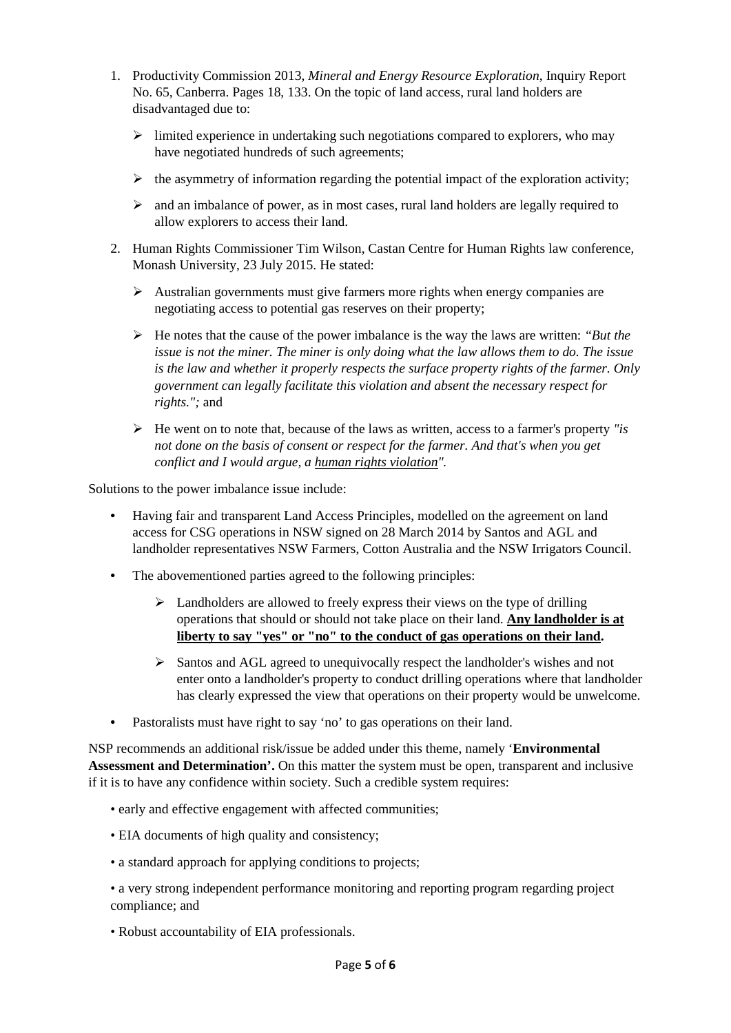1. Productivity Commission 2013, *Mineral and Energy Resource Exploration*, Inquiry Report No. 65, Canberra. Pages 18, 133. On the topic of land access, rural land holders are disadvantaged due to:

   - limited experience in undertaking such negotiations compared to explorers, who may have negotiated hundreds of such agreements;
   - the asymmetry of information regarding the potential impact of the exploration activity;
   - and an imbalance of power, as in most cases, rural land holders are legally required to allow explorers to access their land.

2. Human Rights Commissioner Tim Wilson, Castan Centre for Human Rights law conference, Monash University, 23 July 2015. He stated:

   - Australian governments must give farmers more rights when energy companies are negotiating access to potential gas reserves on their property;
   - He notes that the cause of the power imbalance is the way the laws are written: *"But the issue is not the miner. The miner is only doing what the law allows them to do. The issue is the law and whether it properly respects the surface property rights of the farmer. Only government can legally facilitate this violation and absent the necessary respect for rights.";* and
   - He went on to note that, because of the laws as written, access to a farmer's property *"is not done on the basis of consent or respect for the farmer. And that's when you get conflict and I would argue, a human rights violation".*

Solutions to the power imbalance issue include:

- Having fair and transparent Land Access Principles, modelled on the agreement on land access for CSG operations in NSW signed on 28 March 2014 by Santos and AGL and landholder representatives NSW Farmers, Cotton Australia and the NSW Irrigators Council.
- The abovementioned parties agreed to the following principles:
  - Landholders are allowed to freely express their views on the type of drilling operations that should or should not take place on their land. **Any landholder is at liberty to say "yes" or "no" to the conduct of gas operations on their land.**
  - Santos and AGL agreed to unequivocally respect the landholder's wishes and not enter onto a landholder's property to conduct drilling operations where that landholder has clearly expressed the view that operations on their property would be unwelcome.
- Pastoralists must have right to say 'no' to gas operations on their land.

NSP recommends an additional risk/issue be added under this theme, namely '**Environmental Assessment and Determination'.** On this matter the system must be open, transparent and inclusive if it is to have any confidence within society. Such a credible system requires:

- early and effective engagement with affected communities;
- EIA documents of high quality and consistency;
- a standard approach for applying conditions to projects;
- a very strong independent performance monitoring and reporting program regarding project compliance; and
- Robust accountability of EIA professionals.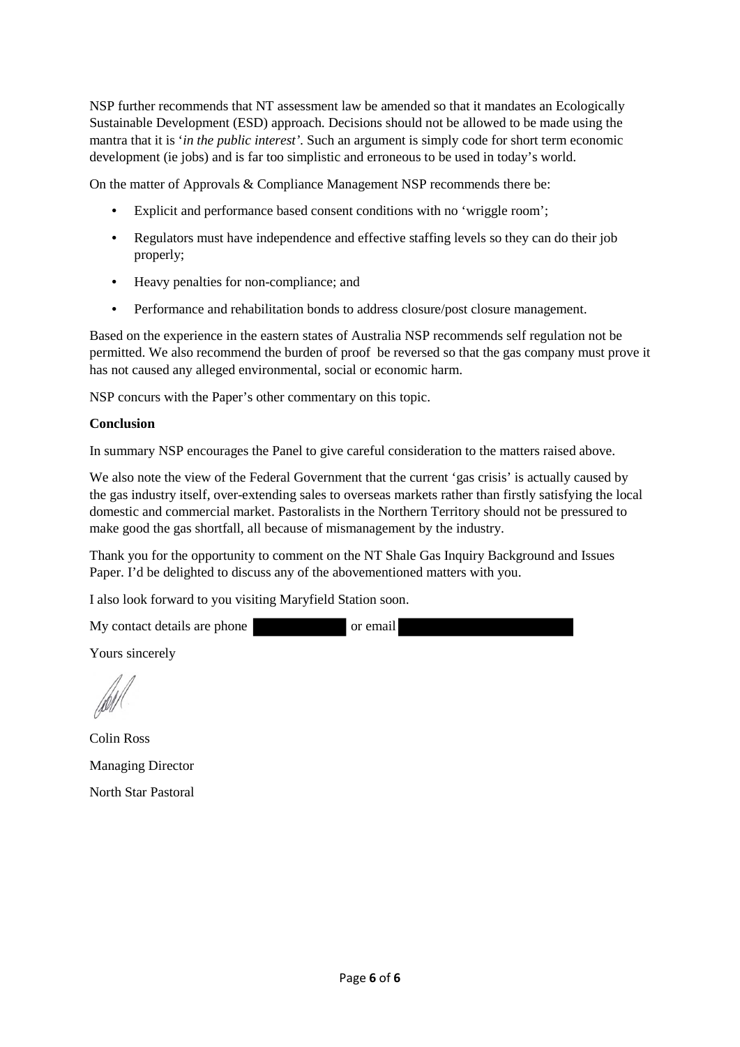NSP further recommends that NT assessment law be amended so that it mandates an Ecologically Sustainable Development (ESD) approach. Decisions should not be allowed to be made using the mantra that it is '*in the public interest'*. Such an argument is simply code for short term economic development (ie jobs) and is far too simplistic and erroneous to be used in today's world.

On the matter of Approvals & Compliance Management NSP recommends there be:

- Explicit and performance based consent conditions with no 'wriggle room';
- Regulators must have independence and effective staffing levels so they can do their job properly;
- Heavy penalties for non-compliance; and
- Performance and rehabilitation bonds to address closure/post closure management.

Based on the experience in the eastern states of Australia NSP recommends self regulation not be permitted. We also recommend the burden of proof be reversed so that the gas company must prove it has not caused any alleged environmental, social or economic harm.

NSP concurs with the Paper's other commentary on this topic.

**Conclusion**

In summary NSP encourages the Panel to give careful consideration to the matters raised above.

We also note the view of the Federal Government that the current 'gas crisis' is actually caused by the gas industry itself, over-extending sales to overseas markets rather than firstly satisfying the local domestic and commercial market. Pastoralists in the Northern Territory should not be pressured to make good the gas shortfall, all because of mismanagement by the industry.

Thank you for the opportunity to comment on the NT Shale Gas Inquiry Background and Issues Paper. I'd be delighted to discuss any of the abovementioned matters with you.

I also look forward to you visiting Maryfield Station soon.

My contact details are phone [redacted] or email [redacted]

Yours sincerely

Colin Ross

Managing Director

North Star Pastoral